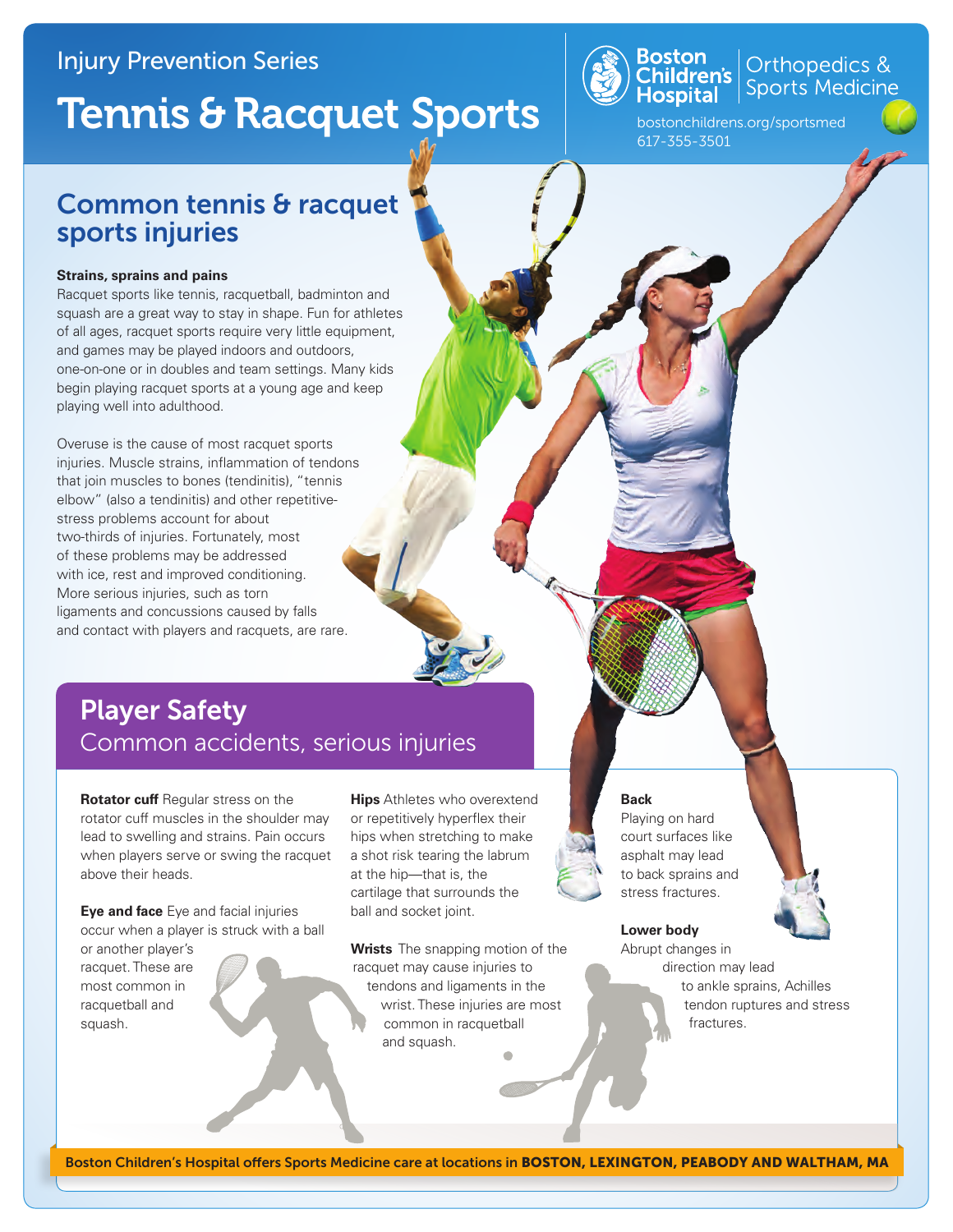Injury Prevention Series

# Tennis & Racquet Sports

Boston Children's Hospital | Orthopedics & Sports Medicine

bostonchildrens.org/sportsmed
617-355-3501

## Common tennis & racquet sports injuries

**Strains, sprains and pains**

Racquet sports like tennis, racquetball, badminton and squash are a great way to stay in shape. Fun for athletes of all ages, racquet sports require very little equipment, and games may be played indoors and outdoors, one-on-one or in doubles and team settings. Many kids begin playing racquet sports at a young age and keep playing well into adulthood.

Overuse is the cause of most racquet sports injuries. Muscle strains, inflammation of tendons that join muscles to bones (tendinitis), "tennis elbow" (also a tendinitis) and other repetitive-stress problems account for about two-thirds of injuries. Fortunately, most of these problems may be addressed with ice, rest and improved conditioning. More serious injuries, such as torn ligaments and concussions caused by falls and contact with players and racquets, are rare.

## Player Safety

### Common accidents, serious injuries

**Rotator cuff** Regular stress on the rotator cuff muscles in the shoulder may lead to swelling and strains. Pain occurs when players serve or swing the racquet above their heads.

**Eye and face** Eye and facial injuries occur when a player is struck with a ball or another player's racquet. These are most common in racquetball and squash.

**Hips** Athletes who overextend or repetitively hyperflex their hips when stretching to make a shot risk tearing the labrum at the hip—that is, the cartilage that surrounds the ball and socket joint.

**Wrists** The snapping motion of the racquet may cause injuries to tendons and ligaments in the wrist. These injuries are most common in racquetball and squash.

**Back**
Playing on hard court surfaces like asphalt may lead to back sprains and stress fractures.

**Lower body**
Abrupt changes in direction may lead to ankle sprains, Achilles tendon ruptures and stress fractures.

Boston Children's Hospital offers Sports Medicine care at locations in **BOSTON, LEXINGTON, PEABODY AND WALTHAM, MA**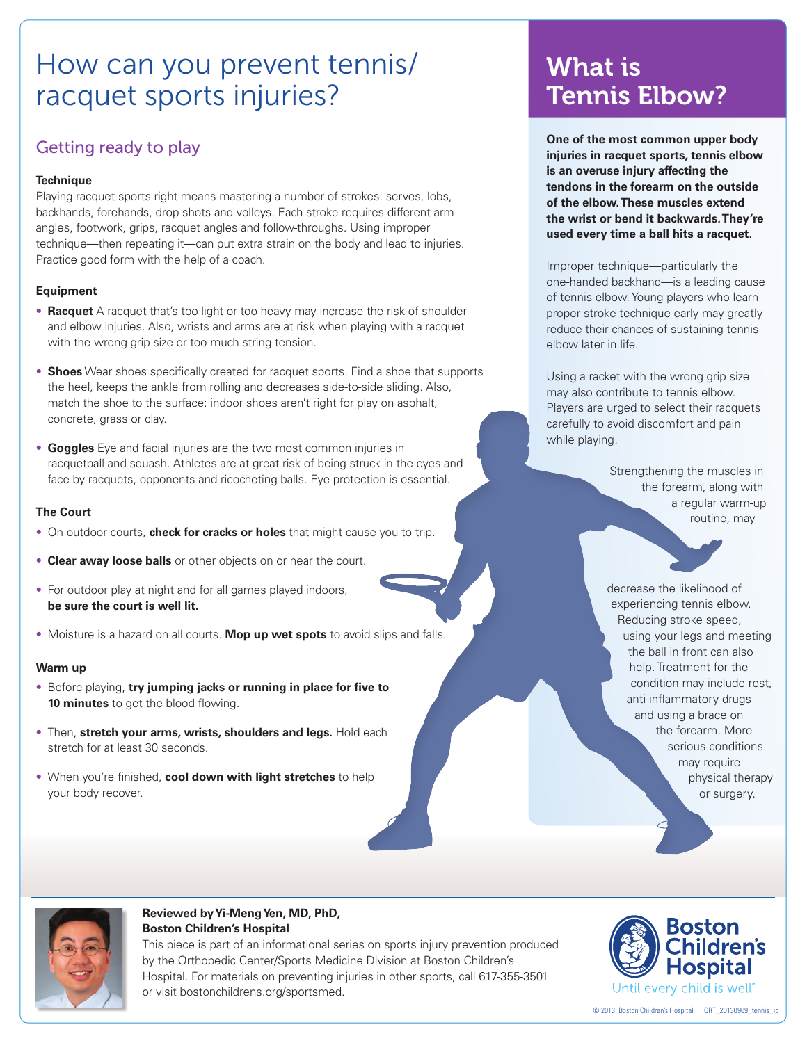# How can you prevent tennis/racquet sports injuries?

## Getting ready to play

### Technique

Playing racquet sports right means mastering a number of strokes: serves, lobs, backhands, forehands, drop shots and volleys. Each stroke requires different arm angles, footwork, grips, racquet angles and follow-throughs. Using improper technique—then repeating it—can put extra strain on the body and lead to injuries. Practice good form with the help of a coach.

### Equipment

- **Racquet** A racquet that's too light or too heavy may increase the risk of shoulder and elbow injuries. Also, wrists and arms are at risk when playing with a racquet with the wrong grip size or too much string tension.
- **Shoes** Wear shoes specifically created for racquet sports. Find a shoe that supports the heel, keeps the ankle from rolling and decreases side-to-side sliding. Also, match the shoe to the surface: indoor shoes aren't right for play on asphalt, concrete, grass or clay.
- **Goggles** Eye and facial injuries are the two most common injuries in racquetball and squash. Athletes are at great risk of being struck in the eyes and face by racquets, opponents and ricocheting balls. Eye protection is essential.

### The Court

- On outdoor courts, **check for cracks or holes** that might cause you to trip.
- **Clear away loose balls** or other objects on or near the court.
- For outdoor play at night and for all games played indoors, **be sure the court is well lit.**
- Moisture is a hazard on all courts. **Mop up wet spots** to avoid slips and falls.

### Warm up

- Before playing, **try jumping jacks or running in place for five to 10 minutes** to get the blood flowing.
- Then, **stretch your arms, wrists, shoulders and legs.** Hold each stretch for at least 30 seconds.
- When you're finished, **cool down with light stretches** to help your body recover.

# What is Tennis Elbow?

**One of the most common upper body injuries in racquet sports, tennis elbow is an overuse injury affecting the tendons in the forearm on the outside of the elbow. These muscles extend the wrist or bend it backwards. They're used every time a ball hits a racquet.**

Improper technique—particularly the one-handed backhand—is a leading cause of tennis elbow. Young players who learn proper stroke technique early may greatly reduce their chances of sustaining tennis elbow later in life.

Using a racket with the wrong grip size may also contribute to tennis elbow. Players are urged to select their racquets carefully to avoid discomfort and pain while playing.

Strengthening the muscles in the forearm, along with a regular warm-up routine, may decrease the likelihood of experiencing tennis elbow. Reducing stroke speed, using your legs and meeting the ball in front can also help. Treatment for the condition may include rest, anti-inflammatory drugs and using a brace on the forearm. More serious conditions may require physical therapy or surgery.

**Reviewed by Yi-Meng Yen, MD, PhD, Boston Children's Hospital**

This piece is part of an informational series on sports injury prevention produced by the Orthopedic Center/Sports Medicine Division at Boston Children's Hospital. For materials on preventing injuries in other sports, call 617-355-3501 or visit bostonchildrens.org/sportsmed.

Boston Children's Hospital
Until every child is well

© 2013, Boston Children's Hospital ORT_20130909_tennis_ip